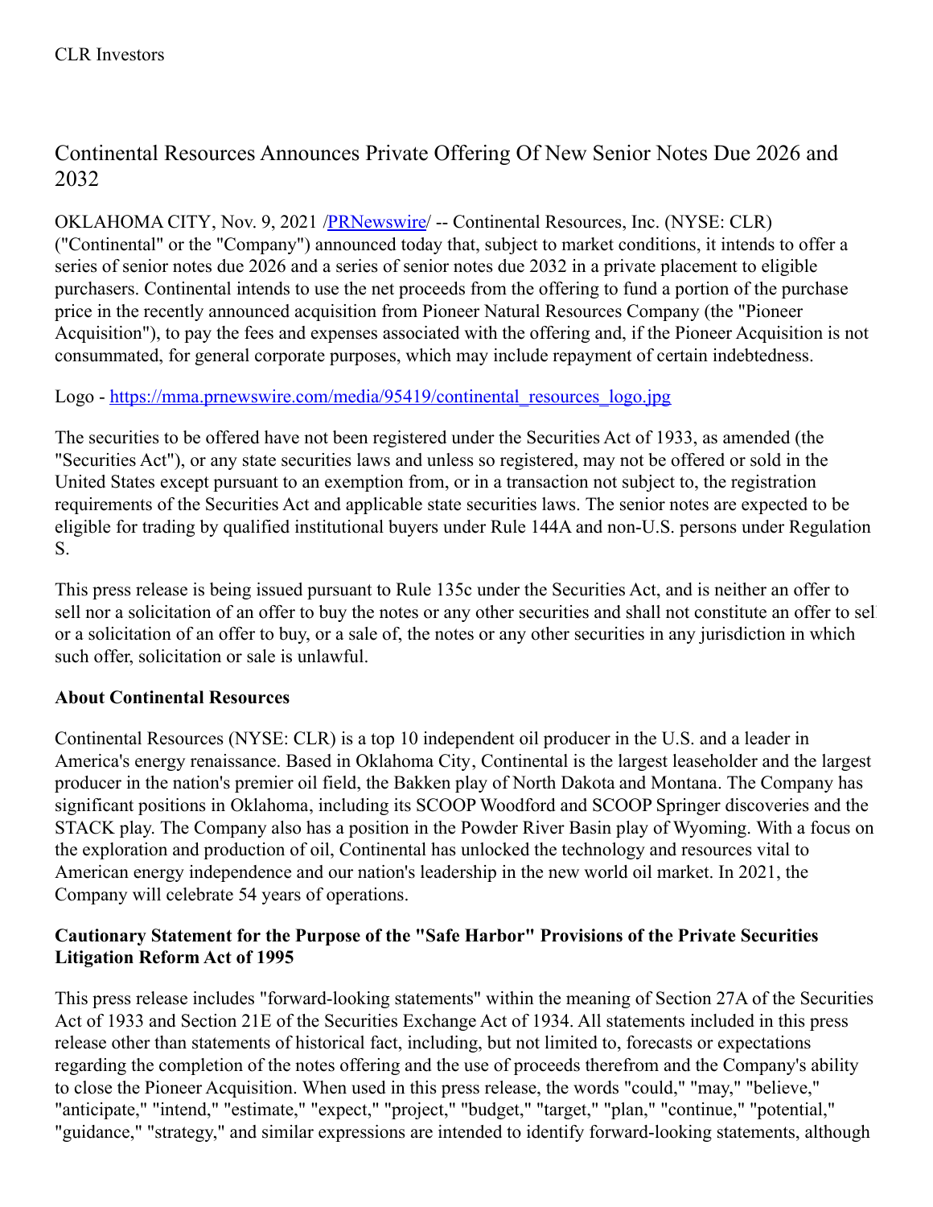CLR Investors

# Continental Resources Announces Private Offering Of New Senior Notes Due 2026 and 2032

OKLAHOMA CITY, Nov. 9, 2021 /PRNewswire/ -- Continental Resources, Inc. (NYSE: CLR) ("Continental" or the "Company") announced today that, subject to market conditions, it intends to offer a series of senior notes due 2026 and a series of senior notes due 2032 in a private placement to eligible purchasers. Continental intends to use the net proceeds from the offering to fund a portion of the purchase price in the recently announced acquisition from Pioneer Natural Resources Company (the "Pioneer Acquisition"), to pay the fees and expenses associated with the offering and, if the Pioneer Acquisition is not consummated, for general corporate purposes, which may include repayment of certain indebtedness.

Logo - https://mma.prnewswire.com/media/95419/continental_resources_logo.jpg

The securities to be offered have not been registered under the Securities Act of 1933, as amended (the "Securities Act"), or any state securities laws and unless so registered, may not be offered or sold in the United States except pursuant to an exemption from, or in a transaction not subject to, the registration requirements of the Securities Act and applicable state securities laws. The senior notes are expected to be eligible for trading by qualified institutional buyers under Rule 144A and non-U.S. persons under Regulation S.

This press release is being issued pursuant to Rule 135c under the Securities Act, and is neither an offer to sell nor a solicitation of an offer to buy the notes or any other securities and shall not constitute an offer to sell or a solicitation of an offer to buy, or a sale of, the notes or any other securities in any jurisdiction in which such offer, solicitation or sale is unlawful.

**About Continental Resources**

Continental Resources (NYSE: CLR) is a top 10 independent oil producer in the U.S. and a leader in America's energy renaissance. Based in Oklahoma City, Continental is the largest leaseholder and the largest producer in the nation's premier oil field, the Bakken play of North Dakota and Montana. The Company has significant positions in Oklahoma, including its SCOOP Woodford and SCOOP Springer discoveries and the STACK play. The Company also has a position in the Powder River Basin play of Wyoming. With a focus on the exploration and production of oil, Continental has unlocked the technology and resources vital to American energy independence and our nation's leadership in the new world oil market. In 2021, the Company will celebrate 54 years of operations.

**Cautionary Statement for the Purpose of the "Safe Harbor" Provisions of the Private Securities Litigation Reform Act of 1995**

This press release includes "forward-looking statements" within the meaning of Section 27A of the Securities Act of 1933 and Section 21E of the Securities Exchange Act of 1934. All statements included in this press release other than statements of historical fact, including, but not limited to, forecasts or expectations regarding the completion of the notes offering and the use of proceeds therefrom and the Company's ability to close the Pioneer Acquisition. When used in this press release, the words "could," "may," "believe," "anticipate," "intend," "estimate," "expect," "project," "budget," "target," "plan," "continue," "potential," "guidance," "strategy," and similar expressions are intended to identify forward-looking statements, although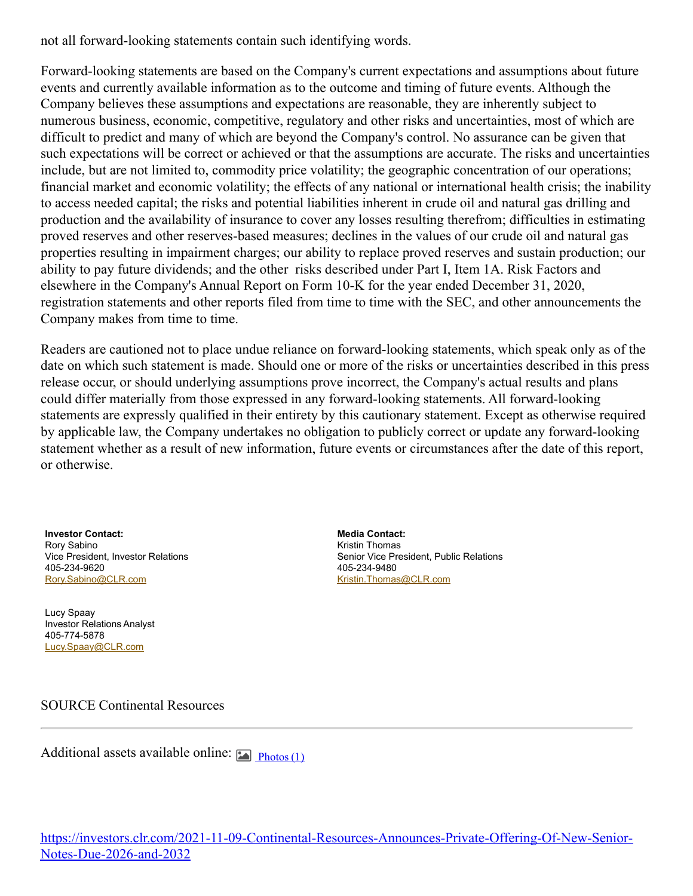not all forward-looking statements contain such identifying words.

Forward-looking statements are based on the Company's current expectations and assumptions about future events and currently available information as to the outcome and timing of future events. Although the Company believes these assumptions and expectations are reasonable, they are inherently subject to numerous business, economic, competitive, regulatory and other risks and uncertainties, most of which are difficult to predict and many of which are beyond the Company's control. No assurance can be given that such expectations will be correct or achieved or that the assumptions are accurate. The risks and uncertainties include, but are not limited to, commodity price volatility; the geographic concentration of our operations; financial market and economic volatility; the effects of any national or international health crisis; the inability to access needed capital; the risks and potential liabilities inherent in crude oil and natural gas drilling and production and the availability of insurance to cover any losses resulting therefrom; difficulties in estimating proved reserves and other reserves-based measures; declines in the values of our crude oil and natural gas properties resulting in impairment charges; our ability to replace proved reserves and sustain production; our ability to pay future dividends; and the other risks described under Part I, Item 1A. Risk Factors and elsewhere in the Company's Annual Report on Form 10-K for the year ended December 31, 2020, registration statements and other reports filed from time to time with the SEC, and other announcements the Company makes from time to time.

Readers are cautioned not to place undue reliance on forward-looking statements, which speak only as of the date on which such statement is made. Should one or more of the risks or uncertainties described in this press release occur, or should underlying assumptions prove incorrect, the Company's actual results and plans could differ materially from those expressed in any forward-looking statements. All forward-looking statements are expressly qualified in their entirety by this cautionary statement. Except as otherwise required by applicable law, the Company undertakes no obligation to publicly correct or update any forward-looking statement whether as a result of new information, future events or circumstances after the date of this report, or otherwise.

**Investor Contact:**
Rory Sabino
Vice President, Investor Relations
405-234-9620
Rory.Sabino@CLR.com

Lucy Spaay
Investor Relations Analyst
405-774-5878
Lucy.Spaay@CLR.com

**Media Contact:**
Kristin Thomas
Senior Vice President, Public Relations
405-234-9480
Kristin.Thomas@CLR.com

SOURCE Continental Resources

Additional assets available online: Photos (1)

https://investors.clr.com/2021-11-09-Continental-Resources-Announces-Private-Offering-Of-New-Senior-Notes-Due-2026-and-2032